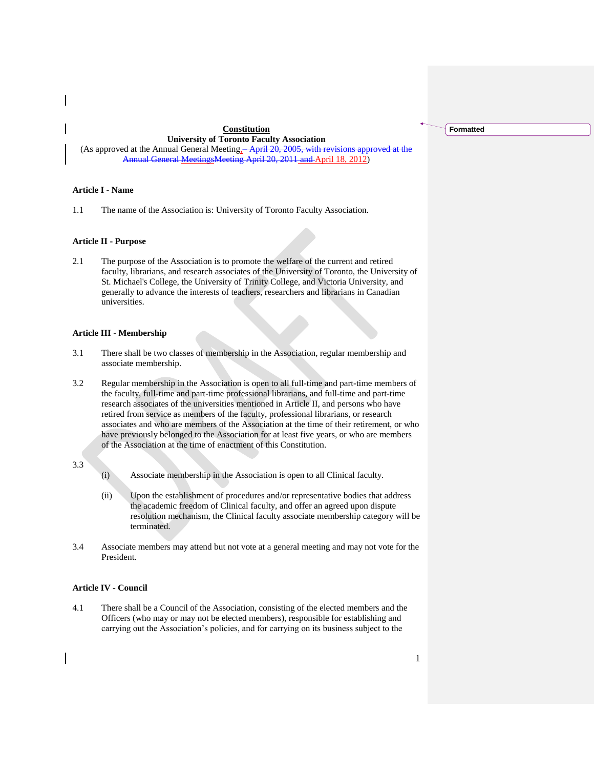# Constitution

**University of Toronto Faculty Association**

(As approved at the Annual General Meeting, ~~– April 20, 2005, with revisions approved at the Annual General Meetings~~Meeting ~~April 20, 2011 and~~ April 18, 2012)

**Article I - Name**

1.1 The name of the Association is: University of Toronto Faculty Association.

**Article II - Purpose**

2.1 The purpose of the Association is to promote the welfare of the current and retired faculty, librarians, and research associates of the University of Toronto, the University of St. Michael's College, the University of Trinity College, and Victoria University, and generally to advance the interests of teachers, researchers and librarians in Canadian universities.

**Article III - Membership**

3.1 There shall be two classes of membership in the Association, regular membership and associate membership.

3.2 Regular membership in the Association is open to all full-time and part-time members of the faculty, full-time and part-time professional librarians, and full-time and part-time research associates of the universities mentioned in Article II, and persons who have retired from service as members of the faculty, professional librarians, or research associates and who are members of the Association at the time of their retirement, or who have previously belonged to the Association for at least five years, or who are members of the Association at the time of enactment of this Constitution.

3.3

(i) Associate membership in the Association is open to all Clinical faculty.

(ii) Upon the establishment of procedures and/or representative bodies that address the academic freedom of Clinical faculty, and offer an agreed upon dispute resolution mechanism, the Clinical faculty associate membership category will be terminated.

3.4 Associate members may attend but not vote at a general meeting and may not vote for the President.

**Article IV - Council**

4.1 There shall be a Council of the Association, consisting of the elected members and the Officers (who may or may not be elected members), responsible for establishing and carrying out the Association's policies, and for carrying on its business subject to the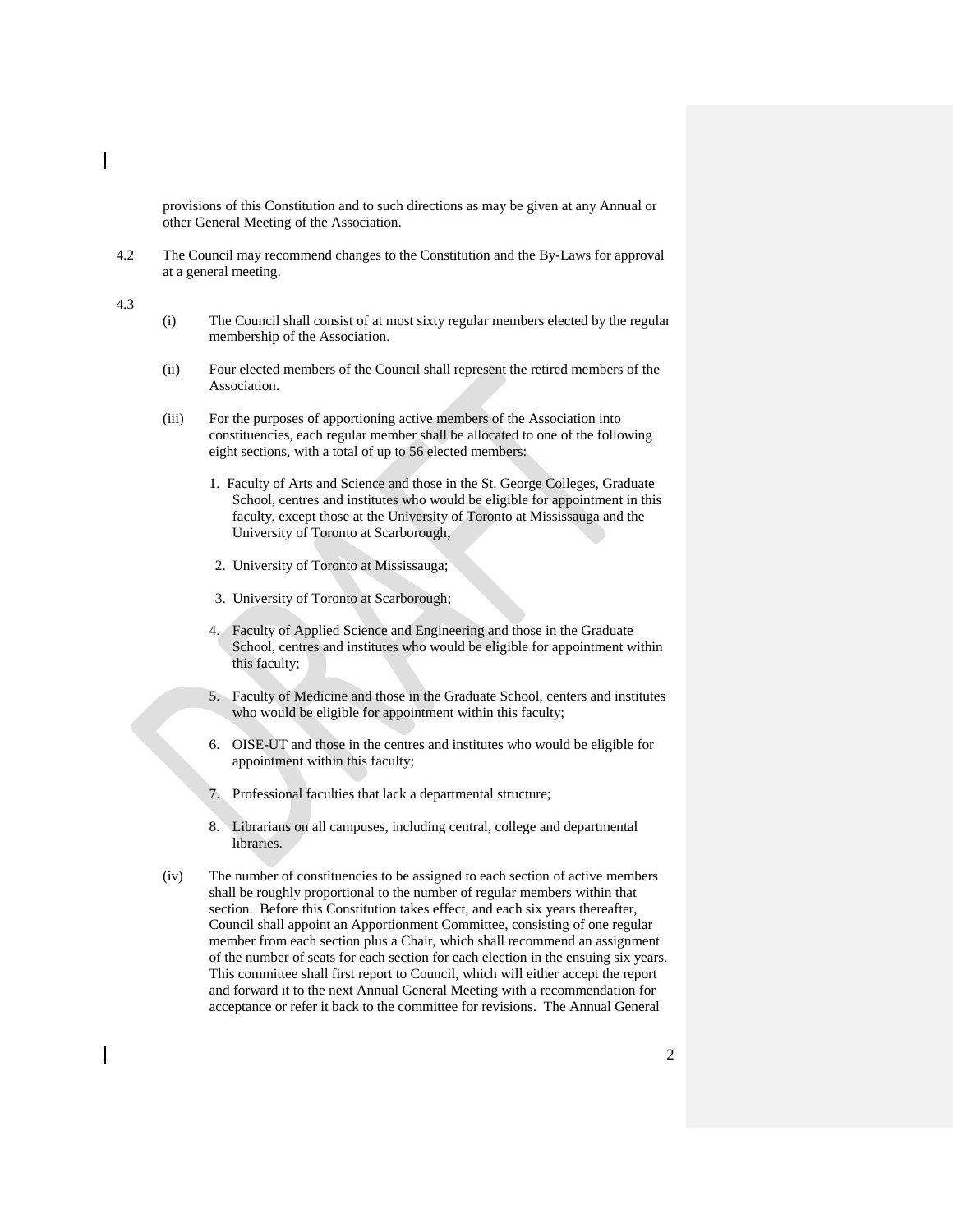provisions of this Constitution and to such directions as may be given at any Annual or other General Meeting of the Association.

4.2 The Council may recommend changes to the Constitution and the By-Laws for approval at a general meeting.

4.3

(i) The Council shall consist of at most sixty regular members elected by the regular membership of the Association.

(ii) Four elected members of the Council shall represent the retired members of the Association.

(iii) For the purposes of apportioning active members of the Association into constituencies, each regular member shall be allocated to one of the following eight sections, with a total of up to 56 elected members:

1. Faculty of Arts and Science and those in the St. George Colleges, Graduate School, centres and institutes who would be eligible for appointment in this faculty, except those at the University of Toronto at Mississauga and the University of Toronto at Scarborough;
2. University of Toronto at Mississauga;
3. University of Toronto at Scarborough;
4. Faculty of Applied Science and Engineering and those in the Graduate School, centres and institutes who would be eligible for appointment within this faculty;
5. Faculty of Medicine and those in the Graduate School, centers and institutes who would be eligible for appointment within this faculty;
6. OISE-UT and those in the centres and institutes who would be eligible for appointment within this faculty;
7. Professional faculties that lack a departmental structure;
8. Librarians on all campuses, including central, college and departmental libraries.

(iv) The number of constituencies to be assigned to each section of active members shall be roughly proportional to the number of regular members within that section. Before this Constitution takes effect, and each six years thereafter, Council shall appoint an Apportionment Committee, consisting of one regular member from each section plus a Chair, which shall recommend an assignment of the number of seats for each section for each election in the ensuing six years. This committee shall first report to Council, which will either accept the report and forward it to the next Annual General Meeting with a recommendation for acceptance or refer it back to the committee for revisions. The Annual General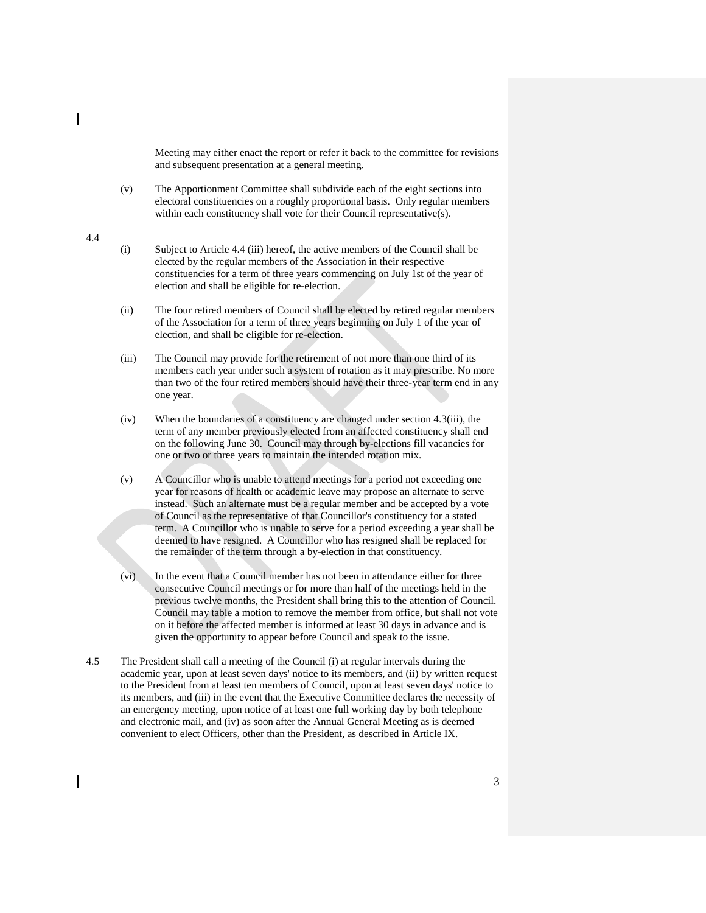Meeting may either enact the report or refer it back to the committee for revisions and subsequent presentation at a general meeting.

(v) The Apportionment Committee shall subdivide each of the eight sections into electoral constituencies on a roughly proportional basis. Only regular members within each constituency shall vote for their Council representative(s).

4.4

(i) Subject to Article 4.4 (iii) hereof, the active members of the Council shall be elected by the regular members of the Association in their respective constituencies for a term of three years commencing on July 1st of the year of election and shall be eligible for re-election.

(ii) The four retired members of Council shall be elected by retired regular members of the Association for a term of three years beginning on July 1 of the year of election, and shall be eligible for re-election.

(iii) The Council may provide for the retirement of not more than one third of its members each year under such a system of rotation as it may prescribe. No more than two of the four retired members should have their three-year term end in any one year.

(iv) When the boundaries of a constituency are changed under section 4.3(iii), the term of any member previously elected from an affected constituency shall end on the following June 30. Council may through by-elections fill vacancies for one or two or three years to maintain the intended rotation mix.

(v) A Councillor who is unable to attend meetings for a period not exceeding one year for reasons of health or academic leave may propose an alternate to serve instead. Such an alternate must be a regular member and be accepted by a vote of Council as the representative of that Councillor's constituency for a stated term. A Councillor who is unable to serve for a period exceeding a year shall be deemed to have resigned. A Councillor who has resigned shall be replaced for the remainder of the term through a by-election in that constituency.

(vi) In the event that a Council member has not been in attendance either for three consecutive Council meetings or for more than half of the meetings held in the previous twelve months, the President shall bring this to the attention of Council. Council may table a motion to remove the member from office, but shall not vote on it before the affected member is informed at least 30 days in advance and is given the opportunity to appear before Council and speak to the issue.

4.5 The President shall call a meeting of the Council (i) at regular intervals during the academic year, upon at least seven days' notice to its members, and (ii) by written request to the President from at least ten members of Council, upon at least seven days' notice to its members, and (iii) in the event that the Executive Committee declares the necessity of an emergency meeting, upon notice of at least one full working day by both telephone and electronic mail, and (iv) as soon after the Annual General Meeting as is deemed convenient to elect Officers, other than the President, as described in Article IX.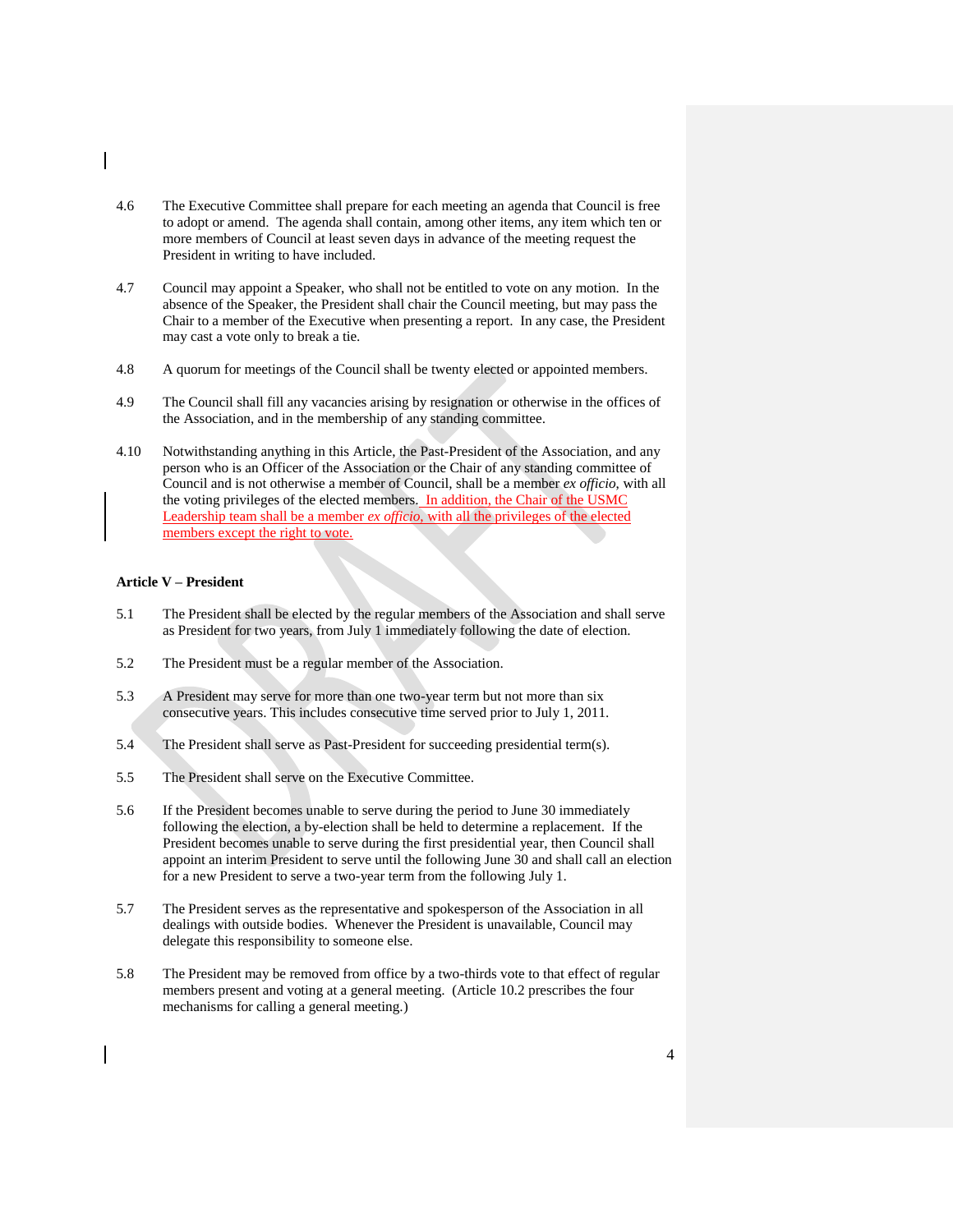4.6 The Executive Committee shall prepare for each meeting an agenda that Council is free to adopt or amend. The agenda shall contain, among other items, any item which ten or more members of Council at least seven days in advance of the meeting request the President in writing to have included.

4.7 Council may appoint a Speaker, who shall not be entitled to vote on any motion. In the absence of the Speaker, the President shall chair the Council meeting, but may pass the Chair to a member of the Executive when presenting a report. In any case, the President may cast a vote only to break a tie.

4.8 A quorum for meetings of the Council shall be twenty elected or appointed members.

4.9 The Council shall fill any vacancies arising by resignation or otherwise in the offices of the Association, and in the membership of any standing committee.

4.10 Notwithstanding anything in this Article, the Past-President of the Association, and any person who is an Officer of the Association or the Chair of any standing committee of Council and is not otherwise a member of Council, shall be a member *ex officio*, with all the voting privileges of the elected members. In addition, the Chair of the USMC Leadership team shall be a member *ex officio*, with all the privileges of the elected members except the right to vote.

### Article V – President

5.1 The President shall be elected by the regular members of the Association and shall serve as President for two years, from July 1 immediately following the date of election.

5.2 The President must be a regular member of the Association.

5.3 A President may serve for more than one two-year term but not more than six consecutive years. This includes consecutive time served prior to July 1, 2011.

5.4 The President shall serve as Past-President for succeeding presidential term(s).

5.5 The President shall serve on the Executive Committee.

5.6 If the President becomes unable to serve during the period to June 30 immediately following the election, a by-election shall be held to determine a replacement. If the President becomes unable to serve during the first presidential year, then Council shall appoint an interim President to serve until the following June 30 and shall call an election for a new President to serve a two-year term from the following July 1.

5.7 The President serves as the representative and spokesperson of the Association in all dealings with outside bodies. Whenever the President is unavailable, Council may delegate this responsibility to someone else.

5.8 The President may be removed from office by a two-thirds vote to that effect of regular members present and voting at a general meeting. (Article 10.2 prescribes the four mechanisms for calling a general meeting.)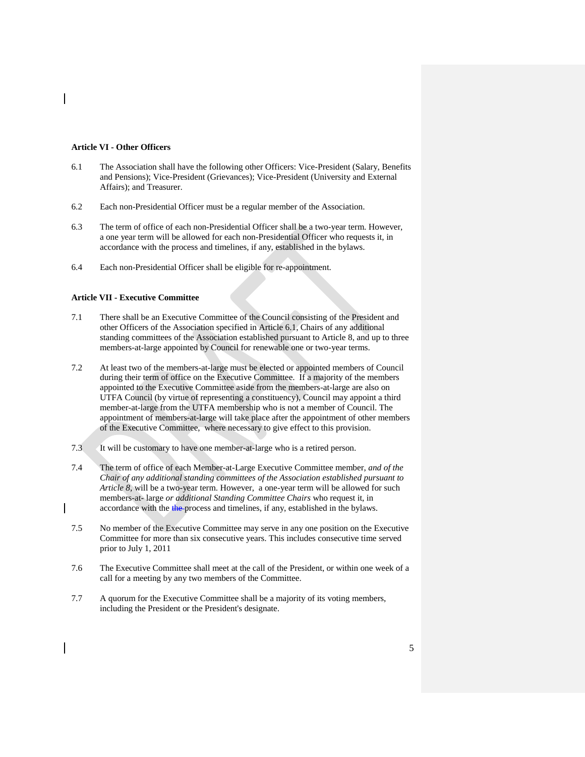**Article VI - Other Officers**

6.1 The Association shall have the following other Officers: Vice-President (Salary, Benefits and Pensions); Vice-President (Grievances); Vice-President (University and External Affairs); and Treasurer.

6.2 Each non-Presidential Officer must be a regular member of the Association.

6.3 The term of office of each non-Presidential Officer shall be a two-year term. However, a one year term will be allowed for each non-Presidential Officer who requests it, in accordance with the process and timelines, if any, established in the bylaws.

6.4 Each non-Presidential Officer shall be eligible for re-appointment.

**Article VII - Executive Committee**

7.1 There shall be an Executive Committee of the Council consisting of the President and other Officers of the Association specified in Article 6.1, Chairs of any additional standing committees of the Association established pursuant to Article 8, and up to three members-at-large appointed by Council for renewable one or two-year terms.

7.2 At least two of the members-at-large must be elected or appointed members of Council during their term of office on the Executive Committee. If a majority of the members appointed to the Executive Committee aside from the members-at-large are also on UTFA Council (by virtue of representing a constituency), Council may appoint a third member-at-large from the UTFA membership who is not a member of Council. The appointment of members-at-large will take place after the appointment of other members of the Executive Committee, where necessary to give effect to this provision.

7.3 It will be customary to have one member-at-large who is a retired person.

7.4 The term of office of each Member-at-Large Executive Committee member, *and of the Chair of any additional standing committees of the Association established pursuant to Article 8*, will be a two-year term. However, a one-year term will be allowed for such members-at- large *or additional Standing Committee Chairs* who request it, in accordance with the ~~the~~ process and timelines, if any, established in the bylaws.

7.5 No member of the Executive Committee may serve in any one position on the Executive Committee for more than six consecutive years. This includes consecutive time served prior to July 1, 2011

7.6 The Executive Committee shall meet at the call of the President, or within one week of a call for a meeting by any two members of the Committee.

7.7 A quorum for the Executive Committee shall be a majority of its voting members, including the President or the President's designate.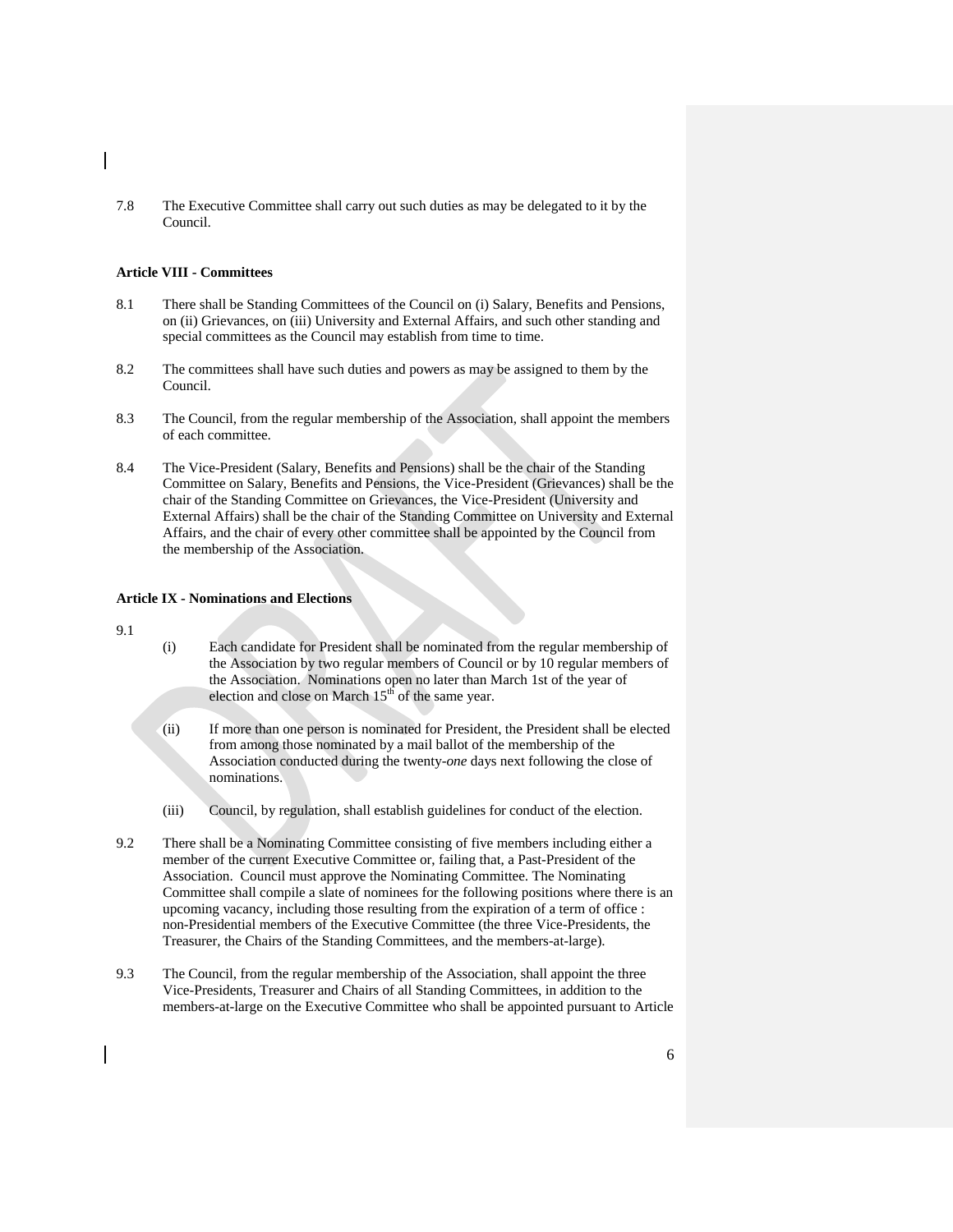7.8 The Executive Committee shall carry out such duties as may be delegated to it by the Council.

**Article VIII - Committees**

8.1 There shall be Standing Committees of the Council on (i) Salary, Benefits and Pensions, on (ii) Grievances, on (iii) University and External Affairs, and such other standing and special committees as the Council may establish from time to time.

8.2 The committees shall have such duties and powers as may be assigned to them by the Council.

8.3 The Council, from the regular membership of the Association, shall appoint the members of each committee.

8.4 The Vice-President (Salary, Benefits and Pensions) shall be the chair of the Standing Committee on Salary, Benefits and Pensions, the Vice-President (Grievances) shall be the chair of the Standing Committee on Grievances, the Vice-President (University and External Affairs) shall be the chair of the Standing Committee on University and External Affairs, and the chair of every other committee shall be appointed by the Council from the membership of the Association.

**Article IX - Nominations and Elections**

9.1

(i) Each candidate for President shall be nominated from the regular membership of the Association by two regular members of Council or by 10 regular members of the Association. Nominations open no later than March 1st of the year of election and close on March 15th of the same year.

(ii) If more than one person is nominated for President, the President shall be elected from among those nominated by a mail ballot of the membership of the Association conducted during the twenty-*one* days next following the close of nominations.

(iii) Council, by regulation, shall establish guidelines for conduct of the election.

9.2 There shall be a Nominating Committee consisting of five members including either a member of the current Executive Committee or, failing that, a Past-President of the Association. Council must approve the Nominating Committee. The Nominating Committee shall compile a slate of nominees for the following positions where there is an upcoming vacancy, including those resulting from the expiration of a term of office : non-Presidential members of the Executive Committee (the three Vice-Presidents, the Treasurer, the Chairs of the Standing Committees, and the members-at-large).

9.3 The Council, from the regular membership of the Association, shall appoint the three Vice-Presidents, Treasurer and Chairs of all Standing Committees, in addition to the members-at-large on the Executive Committee who shall be appointed pursuant to Article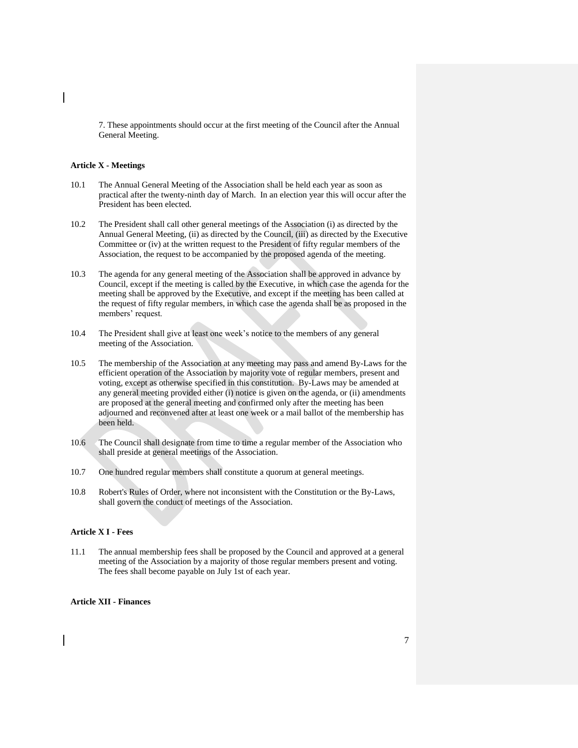7. These appointments should occur at the first meeting of the Council after the Annual General Meeting.

**Article X - Meetings**

10.1 The Annual General Meeting of the Association shall be held each year as soon as practical after the twenty-ninth day of March. In an election year this will occur after the President has been elected.

10.2 The President shall call other general meetings of the Association (i) as directed by the Annual General Meeting, (ii) as directed by the Council, (iii) as directed by the Executive Committee or (iv) at the written request to the President of fifty regular members of the Association, the request to be accompanied by the proposed agenda of the meeting.

10.3 The agenda for any general meeting of the Association shall be approved in advance by Council, except if the meeting is called by the Executive, in which case the agenda for the meeting shall be approved by the Executive, and except if the meeting has been called at the request of fifty regular members, in which case the agenda shall be as proposed in the members' request.

10.4 The President shall give at least one week's notice to the members of any general meeting of the Association.

10.5 The membership of the Association at any meeting may pass and amend By-Laws for the efficient operation of the Association by majority vote of regular members, present and voting, except as otherwise specified in this constitution. By-Laws may be amended at any general meeting provided either (i) notice is given on the agenda, or (ii) amendments are proposed at the general meeting and confirmed only after the meeting has been adjourned and reconvened after at least one week or a mail ballot of the membership has been held.

10.6 The Council shall designate from time to time a regular member of the Association who shall preside at general meetings of the Association.

10.7 One hundred regular members shall constitute a quorum at general meetings.

10.8 Robert's Rules of Order, where not inconsistent with the Constitution or the By-Laws, shall govern the conduct of meetings of the Association.

**Article X I - Fees**

11.1 The annual membership fees shall be proposed by the Council and approved at a general meeting of the Association by a majority of those regular members present and voting. The fees shall become payable on July 1st of each year.

**Article XII - Finances**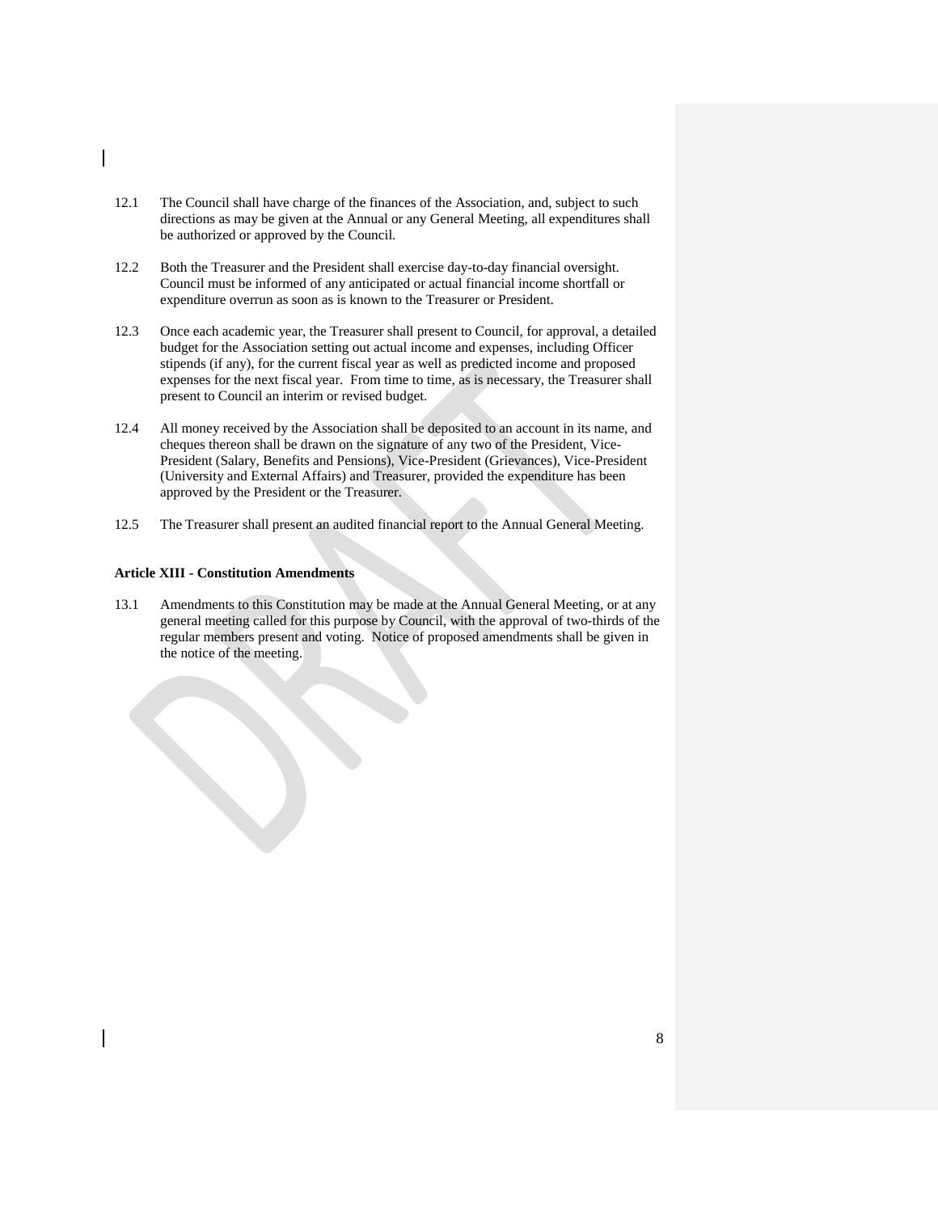12.1 The Council shall have charge of the finances of the Association, and, subject to such directions as may be given at the Annual or any General Meeting, all expenditures shall be authorized or approved by the Council.

12.2 Both the Treasurer and the President shall exercise day-to-day financial oversight. Council must be informed of any anticipated or actual financial income shortfall or expenditure overrun as soon as is known to the Treasurer or President.

12.3 Once each academic year, the Treasurer shall present to Council, for approval, a detailed budget for the Association setting out actual income and expenses, including Officer stipends (if any), for the current fiscal year as well as predicted income and proposed expenses for the next fiscal year. From time to time, as is necessary, the Treasurer shall present to Council an interim or revised budget.

12.4 All money received by the Association shall be deposited to an account in its name, and cheques thereon shall be drawn on the signature of any two of the President, Vice-President (Salary, Benefits and Pensions), Vice-President (Grievances), Vice-President (University and External Affairs) and Treasurer, provided the expenditure has been approved by the President or the Treasurer.

12.5 The Treasurer shall present an audited financial report to the Annual General Meeting.

**Article XIII - Constitution Amendments**

13.1 Amendments to this Constitution may be made at the Annual General Meeting, or at any general meeting called for this purpose by Council, with the approval of two-thirds of the regular members present and voting. Notice of proposed amendments shall be given in the notice of the meeting.